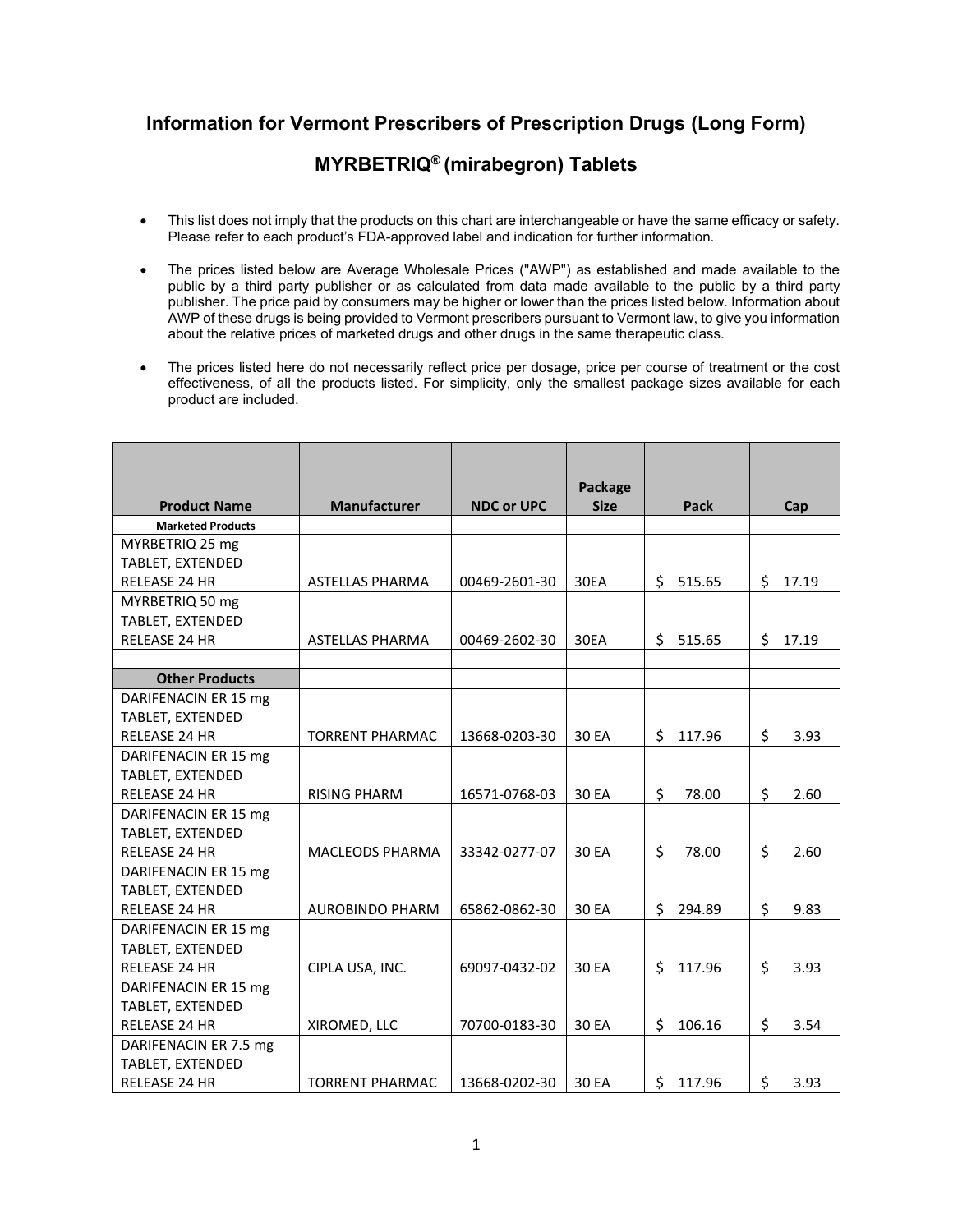# Information for Vermont Prescribers of Prescription Drugs (Long Form)

## MYRBETRIQ® (mirabegron) Tablets

- This list does not imply that the products on this chart are interchangeable or have the same efficacy or safety. Please refer to each product's FDA-approved label and indication for further information.
- The prices listed below are Average Wholesale Prices ("AWP") as established and made available to the public by a third party publisher or as calculated from data made available to the public by a third party publisher. The price paid by consumers may be higher or lower than the prices listed below. Information about AWP of these drugs is being provided to Vermont prescribers pursuant to Vermont law, to give you information about the relative prices of marketed drugs and other drugs in the same therapeutic class.
- The prices listed here do not necessarily reflect price per dosage, price per course of treatment or the cost effectiveness, of all the products listed. For simplicity, only the smallest package sizes available for each product are included.

| Product Name | Manufacturer | NDC or UPC | Package Size | Pack | Cap |
|---|---|---|---|---|---|
| **Marketed Products** | | | | | |
| MYRBETRIQ 25 mg TABLET, EXTENDED RELEASE 24 HR | ASTELLAS PHARMA | 00469-2601-30 | 30EA | $ 515.65 | $ 17.19 |
| MYRBETRIQ 50 mg TABLET, EXTENDED RELEASE 24 HR | ASTELLAS PHARMA | 00469-2602-30 | 30EA | $ 515.65 | $ 17.19 |
| | | | | | |
| **Other Products** | | | | | |
| DARIFENACIN ER 15 mg TABLET, EXTENDED RELEASE 24 HR | TORRENT PHARMAC | 13668-0203-30 | 30 EA | $ 117.96 | $ 3.93 |
| DARIFENACIN ER 15 mg TABLET, EXTENDED RELEASE 24 HR | RISING PHARM | 16571-0768-03 | 30 EA | $ 78.00 | $ 2.60 |
| DARIFENACIN ER 15 mg TABLET, EXTENDED RELEASE 24 HR | MACLEODS PHARMA | 33342-0277-07 | 30 EA | $ 78.00 | $ 2.60 |
| DARIFENACIN ER 15 mg TABLET, EXTENDED RELEASE 24 HR | AUROBINDO PHARM | 65862-0862-30 | 30 EA | $ 294.89 | $ 9.83 |
| DARIFENACIN ER 15 mg TABLET, EXTENDED RELEASE 24 HR | CIPLA USA, INC. | 69097-0432-02 | 30 EA | $ 117.96 | $ 3.93 |
| DARIFENACIN ER 15 mg TABLET, EXTENDED RELEASE 24 HR | XIROMED, LLC | 70700-0183-30 | 30 EA | $ 106.16 | $ 3.54 |
| DARIFENACIN ER 7.5 mg TABLET, EXTENDED RELEASE 24 HR | TORRENT PHARMAC | 13668-0202-30 | 30 EA | $ 117.96 | $ 3.93 |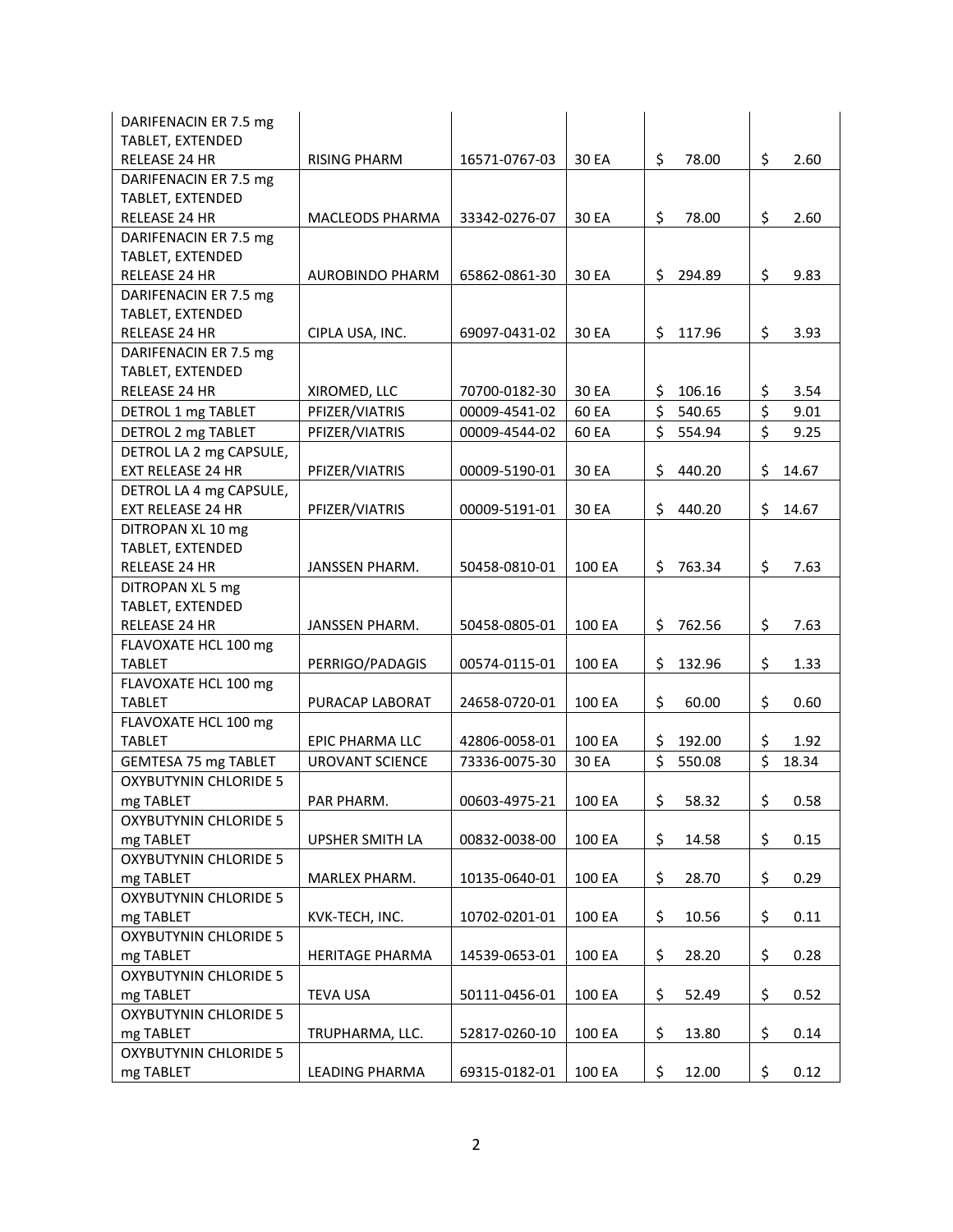| | | | | | |
|---|---|---|---|---|---|
| DARIFENACIN ER 7.5 mg TABLET, EXTENDED RELEASE 24 HR | RISING PHARM | 16571-0767-03 | 30 EA | $ 78.00 | $ 2.60 |
| DARIFENACIN ER 7.5 mg TABLET, EXTENDED RELEASE 24 HR | MACLEODS PHARMA | 33342-0276-07 | 30 EA | $ 78.00 | $ 2.60 |
| DARIFENACIN ER 7.5 mg TABLET, EXTENDED RELEASE 24 HR | AUROBINDO PHARM | 65862-0861-30 | 30 EA | $ 294.89 | $ 9.83 |
| DARIFENACIN ER 7.5 mg TABLET, EXTENDED RELEASE 24 HR | CIPLA USA, INC. | 69097-0431-02 | 30 EA | $ 117.96 | $ 3.93 |
| DARIFENACIN ER 7.5 mg TABLET, EXTENDED RELEASE 24 HR | XIROMED, LLC | 70700-0182-30 | 30 EA | $ 106.16 | $ 3.54 |
| DETROL 1 mg TABLET | PFIZER/VIATRIS | 00009-4541-02 | 60 EA | $ 540.65 | $ 9.01 |
| DETROL 2 mg TABLET | PFIZER/VIATRIS | 00009-4544-02 | 60 EA | $ 554.94 | $ 9.25 |
| DETROL LA 2 mg CAPSULE, EXT RELEASE 24 HR | PFIZER/VIATRIS | 00009-5190-01 | 30 EA | $ 440.20 | $ 14.67 |
| DETROL LA 4 mg CAPSULE, EXT RELEASE 24 HR | PFIZER/VIATRIS | 00009-5191-01 | 30 EA | $ 440.20 | $ 14.67 |
| DITROPAN XL 10 mg TABLET, EXTENDED RELEASE 24 HR | JANSSEN PHARM. | 50458-0810-01 | 100 EA | $ 763.34 | $ 7.63 |
| DITROPAN XL 5 mg TABLET, EXTENDED RELEASE 24 HR | JANSSEN PHARM. | 50458-0805-01 | 100 EA | $ 762.56 | $ 7.63 |
| FLAVOXATE HCL 100 mg TABLET | PERRIGO/PADAGIS | 00574-0115-01 | 100 EA | $ 132.96 | $ 1.33 |
| FLAVOXATE HCL 100 mg TABLET | PURACAP LABORAT | 24658-0720-01 | 100 EA | $ 60.00 | $ 0.60 |
| FLAVOXATE HCL 100 mg TABLET | EPIC PHARMA LLC | 42806-0058-01 | 100 EA | $ 192.00 | $ 1.92 |
| GEMTESA 75 mg TABLET | UROVANT SCIENCE | 73336-0075-30 | 30 EA | $ 550.08 | $ 18.34 |
| OXYBUTYNIN CHLORIDE 5 mg TABLET | PAR PHARM. | 00603-4975-21 | 100 EA | $ 58.32 | $ 0.58 |
| OXYBUTYNIN CHLORIDE 5 mg TABLET | UPSHER SMITH LA | 00832-0038-00 | 100 EA | $ 14.58 | $ 0.15 |
| OXYBUTYNIN CHLORIDE 5 mg TABLET | MARLEX PHARM. | 10135-0640-01 | 100 EA | $ 28.70 | $ 0.29 |
| OXYBUTYNIN CHLORIDE 5 mg TABLET | KVK-TECH, INC. | 10702-0201-01 | 100 EA | $ 10.56 | $ 0.11 |
| OXYBUTYNIN CHLORIDE 5 mg TABLET | HERITAGE PHARMA | 14539-0653-01 | 100 EA | $ 28.20 | $ 0.28 |
| OXYBUTYNIN CHLORIDE 5 mg TABLET | TEVA USA | 50111-0456-01 | 100 EA | $ 52.49 | $ 0.52 |
| OXYBUTYNIN CHLORIDE 5 mg TABLET | TRUPHARMA, LLC. | 52817-0260-10 | 100 EA | $ 13.80 | $ 0.14 |
| OXYBUTYNIN CHLORIDE 5 mg TABLET | LEADING PHARMA | 69315-0182-01 | 100 EA | $ 12.00 | $ 0.12 |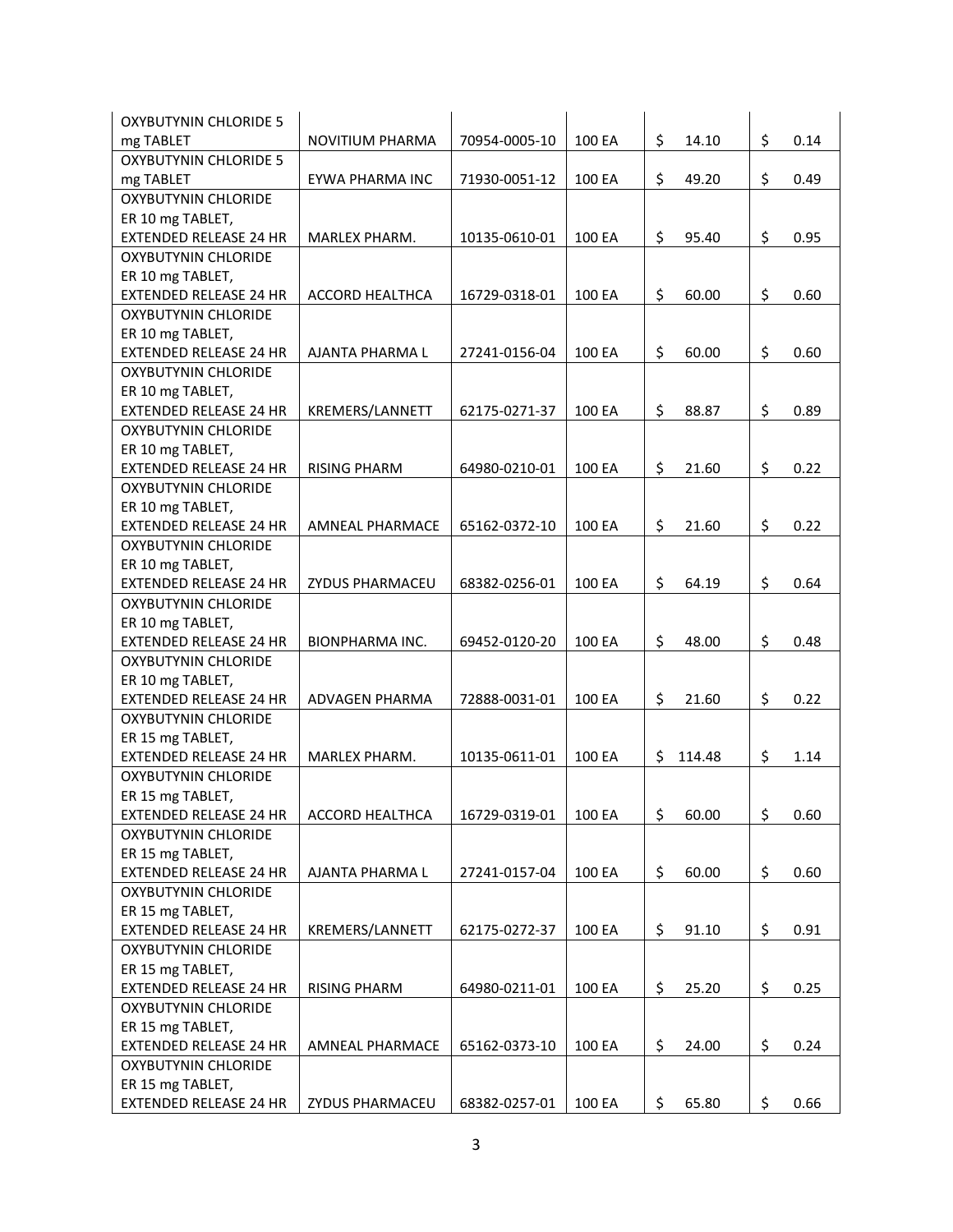| | | | | | |
|---|---|---|---|---|---|
| OXYBUTYNIN CHLORIDE 5 mg TABLET | NOVITIUM PHARMA | 70954-0005-10 | 100 EA | $ 14.10 | $ 0.14 |
| OXYBUTYNIN CHLORIDE 5 mg TABLET | EYWA PHARMA INC | 71930-0051-12 | 100 EA | $ 49.20 | $ 0.49 |
| OXYBUTYNIN CHLORIDE ER 10 mg TABLET, EXTENDED RELEASE 24 HR | MARLEX PHARM. | 10135-0610-01 | 100 EA | $ 95.40 | $ 0.95 |
| OXYBUTYNIN CHLORIDE ER 10 mg TABLET, EXTENDED RELEASE 24 HR | ACCORD HEALTHCA | 16729-0318-01 | 100 EA | $ 60.00 | $ 0.60 |
| OXYBUTYNIN CHLORIDE ER 10 mg TABLET, EXTENDED RELEASE 24 HR | AJANTA PHARMA L | 27241-0156-04 | 100 EA | $ 60.00 | $ 0.60 |
| OXYBUTYNIN CHLORIDE ER 10 mg TABLET, EXTENDED RELEASE 24 HR | KREMERS/LANNETT | 62175-0271-37 | 100 EA | $ 88.87 | $ 0.89 |
| OXYBUTYNIN CHLORIDE ER 10 mg TABLET, EXTENDED RELEASE 24 HR | RISING PHARM | 64980-0210-01 | 100 EA | $ 21.60 | $ 0.22 |
| OXYBUTYNIN CHLORIDE ER 10 mg TABLET, EXTENDED RELEASE 24 HR | AMNEAL PHARMACE | 65162-0372-10 | 100 EA | $ 21.60 | $ 0.22 |
| OXYBUTYNIN CHLORIDE ER 10 mg TABLET, EXTENDED RELEASE 24 HR | ZYDUS PHARMACEU | 68382-0256-01 | 100 EA | $ 64.19 | $ 0.64 |
| OXYBUTYNIN CHLORIDE ER 10 mg TABLET, EXTENDED RELEASE 24 HR | BIONPHARMA INC. | 69452-0120-20 | 100 EA | $ 48.00 | $ 0.48 |
| OXYBUTYNIN CHLORIDE ER 10 mg TABLET, EXTENDED RELEASE 24 HR | ADVAGEN PHARMA | 72888-0031-01 | 100 EA | $ 21.60 | $ 0.22 |
| OXYBUTYNIN CHLORIDE ER 15 mg TABLET, EXTENDED RELEASE 24 HR | MARLEX PHARM. | 10135-0611-01 | 100 EA | $ 114.48 | $ 1.14 |
| OXYBUTYNIN CHLORIDE ER 15 mg TABLET, EXTENDED RELEASE 24 HR | ACCORD HEALTHCA | 16729-0319-01 | 100 EA | $ 60.00 | $ 0.60 |
| OXYBUTYNIN CHLORIDE ER 15 mg TABLET, EXTENDED RELEASE 24 HR | AJANTA PHARMA L | 27241-0157-04 | 100 EA | $ 60.00 | $ 0.60 |
| OXYBUTYNIN CHLORIDE ER 15 mg TABLET, EXTENDED RELEASE 24 HR | KREMERS/LANNETT | 62175-0272-37 | 100 EA | $ 91.10 | $ 0.91 |
| OXYBUTYNIN CHLORIDE ER 15 mg TABLET, EXTENDED RELEASE 24 HR | RISING PHARM | 64980-0211-01 | 100 EA | $ 25.20 | $ 0.25 |
| OXYBUTYNIN CHLORIDE ER 15 mg TABLET, EXTENDED RELEASE 24 HR | AMNEAL PHARMACE | 65162-0373-10 | 100 EA | $ 24.00 | $ 0.24 |
| OXYBUTYNIN CHLORIDE ER 15 mg TABLET, EXTENDED RELEASE 24 HR | ZYDUS PHARMACEU | 68382-0257-01 | 100 EA | $ 65.80 | $ 0.66 |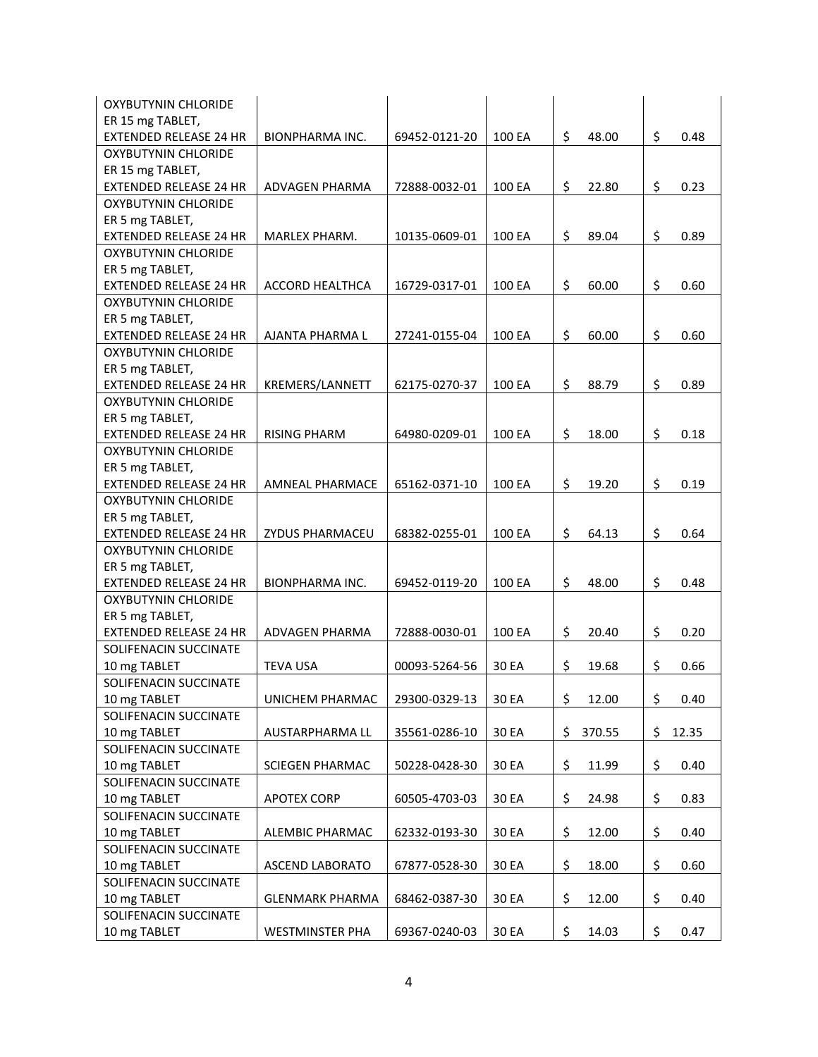| | | | | | |
|---|---|---|---|---|---|
| OXYBUTYNIN CHLORIDE ER 15 mg TABLET, EXTENDED RELEASE 24 HR | BIONPHARMA INC. | 69452-0121-20 | 100 EA | $ 48.00 | $ 0.48 |
| OXYBUTYNIN CHLORIDE ER 15 mg TABLET, EXTENDED RELEASE 24 HR | ADVAGEN PHARMA | 72888-0032-01 | 100 EA | $ 22.80 | $ 0.23 |
| OXYBUTYNIN CHLORIDE ER 5 mg TABLET, EXTENDED RELEASE 24 HR | MARLEX PHARM. | 10135-0609-01 | 100 EA | $ 89.04 | $ 0.89 |
| OXYBUTYNIN CHLORIDE ER 5 mg TABLET, EXTENDED RELEASE 24 HR | ACCORD HEALTHCA | 16729-0317-01 | 100 EA | $ 60.00 | $ 0.60 |
| OXYBUTYNIN CHLORIDE ER 5 mg TABLET, EXTENDED RELEASE 24 HR | AJANTA PHARMA L | 27241-0155-04 | 100 EA | $ 60.00 | $ 0.60 |
| OXYBUTYNIN CHLORIDE ER 5 mg TABLET, EXTENDED RELEASE 24 HR | KREMERS/LANNETT | 62175-0270-37 | 100 EA | $ 88.79 | $ 0.89 |
| OXYBUTYNIN CHLORIDE ER 5 mg TABLET, EXTENDED RELEASE 24 HR | RISING PHARM | 64980-0209-01 | 100 EA | $ 18.00 | $ 0.18 |
| OXYBUTYNIN CHLORIDE ER 5 mg TABLET, EXTENDED RELEASE 24 HR | AMNEAL PHARMACE | 65162-0371-10 | 100 EA | $ 19.20 | $ 0.19 |
| OXYBUTYNIN CHLORIDE ER 5 mg TABLET, EXTENDED RELEASE 24 HR | ZYDUS PHARMACEU | 68382-0255-01 | 100 EA | $ 64.13 | $ 0.64 |
| OXYBUTYNIN CHLORIDE ER 5 mg TABLET, EXTENDED RELEASE 24 HR | BIONPHARMA INC. | 69452-0119-20 | 100 EA | $ 48.00 | $ 0.48 |
| OXYBUTYNIN CHLORIDE ER 5 mg TABLET, EXTENDED RELEASE 24 HR | ADVAGEN PHARMA | 72888-0030-01 | 100 EA | $ 20.40 | $ 0.20 |
| SOLIFENACIN SUCCINATE 10 mg TABLET | TEVA USA | 00093-5264-56 | 30 EA | $ 19.68 | $ 0.66 |
| SOLIFENACIN SUCCINATE 10 mg TABLET | UNICHEM PHARMAC | 29300-0329-13 | 30 EA | $ 12.00 | $ 0.40 |
| SOLIFENACIN SUCCINATE 10 mg TABLET | AUSTARPHARMA LL | 35561-0286-10 | 30 EA | $ 370.55 | $ 12.35 |
| SOLIFENACIN SUCCINATE 10 mg TABLET | SCIEGEN PHARMAC | 50228-0428-30 | 30 EA | $ 11.99 | $ 0.40 |
| SOLIFENACIN SUCCINATE 10 mg TABLET | APOTEX CORP | 60505-4703-03 | 30 EA | $ 24.98 | $ 0.83 |
| SOLIFENACIN SUCCINATE 10 mg TABLET | ALEMBIC PHARMAC | 62332-0193-30 | 30 EA | $ 12.00 | $ 0.40 |
| SOLIFENACIN SUCCINATE 10 mg TABLET | ASCEND LABORATO | 67877-0528-30 | 30 EA | $ 18.00 | $ 0.60 |
| SOLIFENACIN SUCCINATE 10 mg TABLET | GLENMARK PHARMA | 68462-0387-30 | 30 EA | $ 12.00 | $ 0.40 |
| SOLIFENACIN SUCCINATE 10 mg TABLET | WESTMINSTER PHA | 69367-0240-03 | 30 EA | $ 14.03 | $ 0.47 |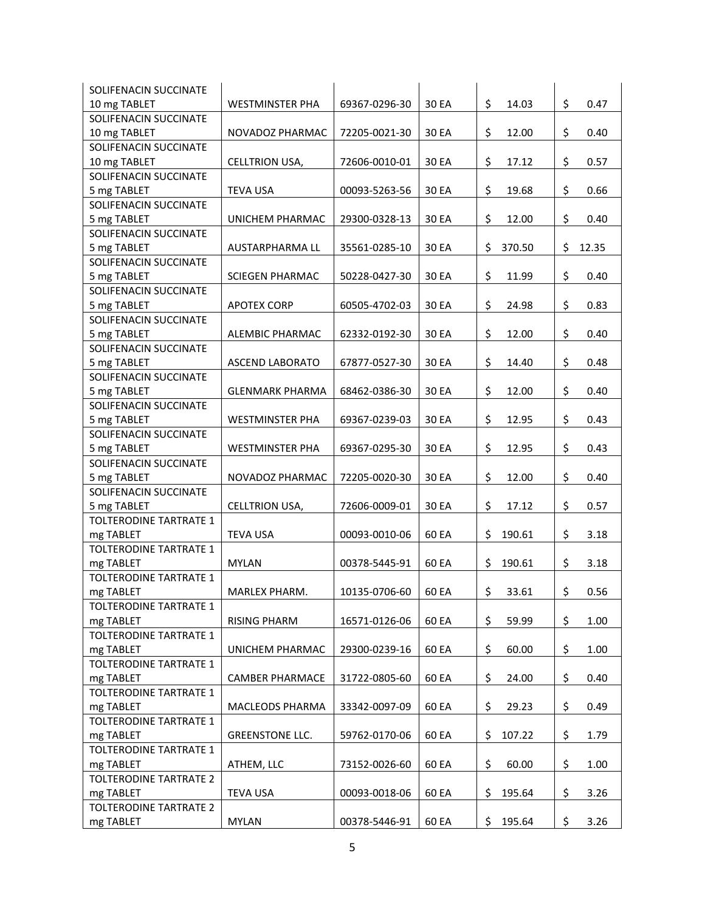| | | | | | |
|---|---|---|---|---|---|
| SOLIFENACIN SUCCINATE 10 mg TABLET | WESTMINSTER PHA | 69367-0296-30 | 30 EA | $ 14.03 | $ 0.47 |
| SOLIFENACIN SUCCINATE 10 mg TABLET | NOVADOZ PHARMAC | 72205-0021-30 | 30 EA | $ 12.00 | $ 0.40 |
| SOLIFENACIN SUCCINATE 10 mg TABLET | CELLTRION USA, | 72606-0010-01 | 30 EA | $ 17.12 | $ 0.57 |
| SOLIFENACIN SUCCINATE 5 mg TABLET | TEVA USA | 00093-5263-56 | 30 EA | $ 19.68 | $ 0.66 |
| SOLIFENACIN SUCCINATE 5 mg TABLET | UNICHEM PHARMAC | 29300-0328-13 | 30 EA | $ 12.00 | $ 0.40 |
| SOLIFENACIN SUCCINATE 5 mg TABLET | AUSTARPHARMA LL | 35561-0285-10 | 30 EA | $ 370.50 | $ 12.35 |
| SOLIFENACIN SUCCINATE 5 mg TABLET | SCIEGEN PHARMAC | 50228-0427-30 | 30 EA | $ 11.99 | $ 0.40 |
| SOLIFENACIN SUCCINATE 5 mg TABLET | APOTEX CORP | 60505-4702-03 | 30 EA | $ 24.98 | $ 0.83 |
| SOLIFENACIN SUCCINATE 5 mg TABLET | ALEMBIC PHARMAC | 62332-0192-30 | 30 EA | $ 12.00 | $ 0.40 |
| SOLIFENACIN SUCCINATE 5 mg TABLET | ASCEND LABORATO | 67877-0527-30 | 30 EA | $ 14.40 | $ 0.48 |
| SOLIFENACIN SUCCINATE 5 mg TABLET | GLENMARK PHARMA | 68462-0386-30 | 30 EA | $ 12.00 | $ 0.40 |
| SOLIFENACIN SUCCINATE 5 mg TABLET | WESTMINSTER PHA | 69367-0239-03 | 30 EA | $ 12.95 | $ 0.43 |
| SOLIFENACIN SUCCINATE 5 mg TABLET | WESTMINSTER PHA | 69367-0295-30 | 30 EA | $ 12.95 | $ 0.43 |
| SOLIFENACIN SUCCINATE 5 mg TABLET | NOVADOZ PHARMAC | 72205-0020-30 | 30 EA | $ 12.00 | $ 0.40 |
| SOLIFENACIN SUCCINATE 5 mg TABLET | CELLTRION USA, | 72606-0009-01 | 30 EA | $ 17.12 | $ 0.57 |
| TOLTERODINE TARTRATE 1 mg TABLET | TEVA USA | 00093-0010-06 | 60 EA | $ 190.61 | $ 3.18 |
| TOLTERODINE TARTRATE 1 mg TABLET | MYLAN | 00378-5445-91 | 60 EA | $ 190.61 | $ 3.18 |
| TOLTERODINE TARTRATE 1 mg TABLET | MARLEX PHARM. | 10135-0706-60 | 60 EA | $ 33.61 | $ 0.56 |
| TOLTERODINE TARTRATE 1 mg TABLET | RISING PHARM | 16571-0126-06 | 60 EA | $ 59.99 | $ 1.00 |
| TOLTERODINE TARTRATE 1 mg TABLET | UNICHEM PHARMAC | 29300-0239-16 | 60 EA | $ 60.00 | $ 1.00 |
| TOLTERODINE TARTRATE 1 mg TABLET | CAMBER PHARMACE | 31722-0805-60 | 60 EA | $ 24.00 | $ 0.40 |
| TOLTERODINE TARTRATE 1 mg TABLET | MACLEODS PHARMA | 33342-0097-09 | 60 EA | $ 29.23 | $ 0.49 |
| TOLTERODINE TARTRATE 1 mg TABLET | GREENSTONE LLC. | 59762-0170-06 | 60 EA | $ 107.22 | $ 1.79 |
| TOLTERODINE TARTRATE 1 mg TABLET | ATHEM, LLC | 73152-0026-60 | 60 EA | $ 60.00 | $ 1.00 |
| TOLTERODINE TARTRATE 2 mg TABLET | TEVA USA | 00093-0018-06 | 60 EA | $ 195.64 | $ 3.26 |
| TOLTERODINE TARTRATE 2 mg TABLET | MYLAN | 00378-5446-91 | 60 EA | $ 195.64 | $ 3.26 |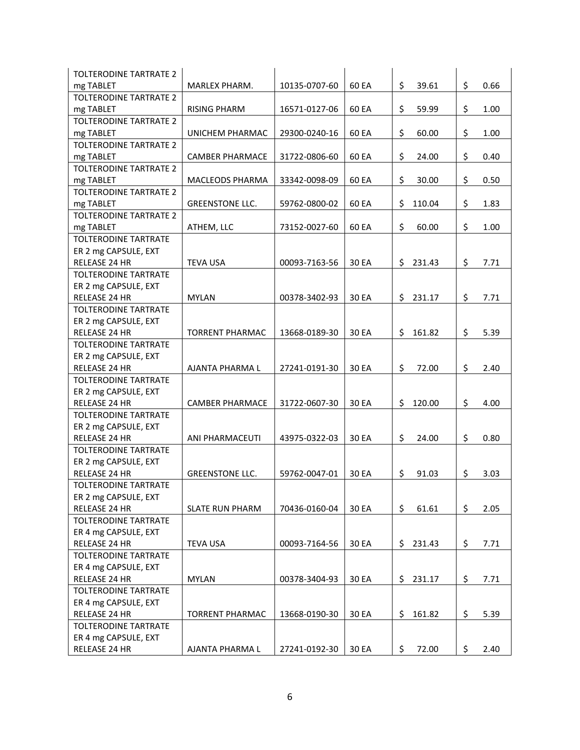| | | | | | |
|---|---|---|---|---|---|
| TOLTERODINE TARTRATE 2 mg TABLET | MARLEX PHARM. | 10135-0707-60 | 60 EA | $ 39.61 | $ 0.66 |
| TOLTERODINE TARTRATE 2 mg TABLET | RISING PHARM | 16571-0127-06 | 60 EA | $ 59.99 | $ 1.00 |
| TOLTERODINE TARTRATE 2 mg TABLET | UNICHEM PHARMAC | 29300-0240-16 | 60 EA | $ 60.00 | $ 1.00 |
| TOLTERODINE TARTRATE 2 mg TABLET | CAMBER PHARMACE | 31722-0806-60 | 60 EA | $ 24.00 | $ 0.40 |
| TOLTERODINE TARTRATE 2 mg TABLET | MACLEODS PHARMA | 33342-0098-09 | 60 EA | $ 30.00 | $ 0.50 |
| TOLTERODINE TARTRATE 2 mg TABLET | GREENSTONE LLC. | 59762-0800-02 | 60 EA | $ 110.04 | $ 1.83 |
| TOLTERODINE TARTRATE 2 mg TABLET | ATHEM, LLC | 73152-0027-60 | 60 EA | $ 60.00 | $ 1.00 |
| TOLTERODINE TARTRATE ER 2 mg CAPSULE, EXT RELEASE 24 HR | TEVA USA | 00093-7163-56 | 30 EA | $ 231.43 | $ 7.71 |
| TOLTERODINE TARTRATE ER 2 mg CAPSULE, EXT RELEASE 24 HR | MYLAN | 00378-3402-93 | 30 EA | $ 231.17 | $ 7.71 |
| TOLTERODINE TARTRATE ER 2 mg CAPSULE, EXT RELEASE 24 HR | TORRENT PHARMAC | 13668-0189-30 | 30 EA | $ 161.82 | $ 5.39 |
| TOLTERODINE TARTRATE ER 2 mg CAPSULE, EXT RELEASE 24 HR | AJANTA PHARMA L | 27241-0191-30 | 30 EA | $ 72.00 | $ 2.40 |
| TOLTERODINE TARTRATE ER 2 mg CAPSULE, EXT RELEASE 24 HR | CAMBER PHARMACE | 31722-0607-30 | 30 EA | $ 120.00 | $ 4.00 |
| TOLTERODINE TARTRATE ER 2 mg CAPSULE, EXT RELEASE 24 HR | ANI PHARMACEUTI | 43975-0322-03 | 30 EA | $ 24.00 | $ 0.80 |
| TOLTERODINE TARTRATE ER 2 mg CAPSULE, EXT RELEASE 24 HR | GREENSTONE LLC. | 59762-0047-01 | 30 EA | $ 91.03 | $ 3.03 |
| TOLTERODINE TARTRATE ER 2 mg CAPSULE, EXT RELEASE 24 HR | SLATE RUN PHARM | 70436-0160-04 | 30 EA | $ 61.61 | $ 2.05 |
| TOLTERODINE TARTRATE ER 4 mg CAPSULE, EXT RELEASE 24 HR | TEVA USA | 00093-7164-56 | 30 EA | $ 231.43 | $ 7.71 |
| TOLTERODINE TARTRATE ER 4 mg CAPSULE, EXT RELEASE 24 HR | MYLAN | 00378-3404-93 | 30 EA | $ 231.17 | $ 7.71 |
| TOLTERODINE TARTRATE ER 4 mg CAPSULE, EXT RELEASE 24 HR | TORRENT PHARMAC | 13668-0190-30 | 30 EA | $ 161.82 | $ 5.39 |
| TOLTERODINE TARTRATE ER 4 mg CAPSULE, EXT RELEASE 24 HR | AJANTA PHARMA L | 27241-0192-30 | 30 EA | $ 72.00 | $ 2.40 |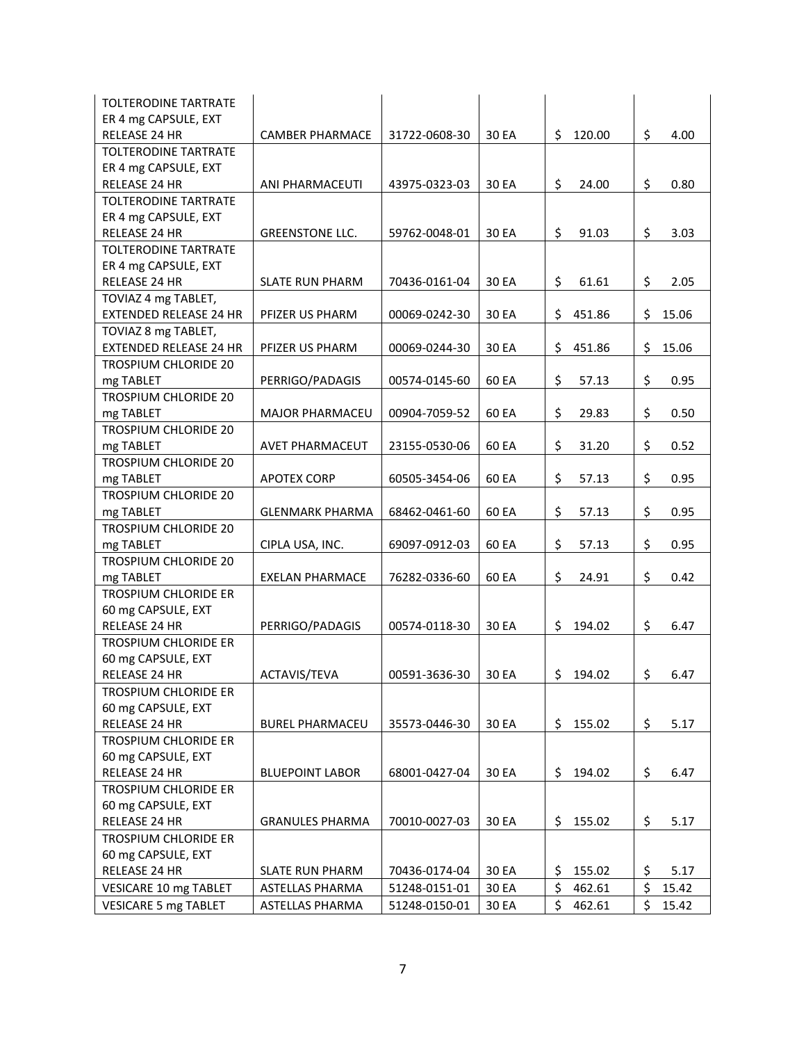| | | | | | |
|---|---|---|---|---|---|
| TOLTERODINE TARTRATE ER 4 mg CAPSULE, EXT RELEASE 24 HR | CAMBER PHARMACE | 31722-0608-30 | 30 EA | $ 120.00 | $ 4.00 |
| TOLTERODINE TARTRATE ER 4 mg CAPSULE, EXT RELEASE 24 HR | ANI PHARMACEUTI | 43975-0323-03 | 30 EA | $ 24.00 | $ 0.80 |
| TOLTERODINE TARTRATE ER 4 mg CAPSULE, EXT RELEASE 24 HR | GREENSTONE LLC. | 59762-0048-01 | 30 EA | $ 91.03 | $ 3.03 |
| TOLTERODINE TARTRATE ER 4 mg CAPSULE, EXT RELEASE 24 HR | SLATE RUN PHARM | 70436-0161-04 | 30 EA | $ 61.61 | $ 2.05 |
| TOVIAZ 4 mg TABLET, EXTENDED RELEASE 24 HR | PFIZER US PHARM | 00069-0242-30 | 30 EA | $ 451.86 | $ 15.06 |
| TOVIAZ 8 mg TABLET, EXTENDED RELEASE 24 HR | PFIZER US PHARM | 00069-0244-30 | 30 EA | $ 451.86 | $ 15.06 |
| TROSPIUM CHLORIDE 20 mg TABLET | PERRIGO/PADAGIS | 00574-0145-60 | 60 EA | $ 57.13 | $ 0.95 |
| TROSPIUM CHLORIDE 20 mg TABLET | MAJOR PHARMACEU | 00904-7059-52 | 60 EA | $ 29.83 | $ 0.50 |
| TROSPIUM CHLORIDE 20 mg TABLET | AVET PHARMACEUT | 23155-0530-06 | 60 EA | $ 31.20 | $ 0.52 |
| TROSPIUM CHLORIDE 20 mg TABLET | APOTEX CORP | 60505-3454-06 | 60 EA | $ 57.13 | $ 0.95 |
| TROSPIUM CHLORIDE 20 mg TABLET | GLENMARK PHARMA | 68462-0461-60 | 60 EA | $ 57.13 | $ 0.95 |
| TROSPIUM CHLORIDE 20 mg TABLET | CIPLA USA, INC. | 69097-0912-03 | 60 EA | $ 57.13 | $ 0.95 |
| TROSPIUM CHLORIDE 20 mg TABLET | EXELAN PHARMACE | 76282-0336-60 | 60 EA | $ 24.91 | $ 0.42 |
| TROSPIUM CHLORIDE ER 60 mg CAPSULE, EXT RELEASE 24 HR | PERRIGO/PADAGIS | 00574-0118-30 | 30 EA | $ 194.02 | $ 6.47 |
| TROSPIUM CHLORIDE ER 60 mg CAPSULE, EXT RELEASE 24 HR | ACTAVIS/TEVA | 00591-3636-30 | 30 EA | $ 194.02 | $ 6.47 |
| TROSPIUM CHLORIDE ER 60 mg CAPSULE, EXT RELEASE 24 HR | BUREL PHARMACEU | 35573-0446-30 | 30 EA | $ 155.02 | $ 5.17 |
| TROSPIUM CHLORIDE ER 60 mg CAPSULE, EXT RELEASE 24 HR | BLUEPOINT LABOR | 68001-0427-04 | 30 EA | $ 194.02 | $ 6.47 |
| TROSPIUM CHLORIDE ER 60 mg CAPSULE, EXT RELEASE 24 HR | GRANULES PHARMA | 70010-0027-03 | 30 EA | $ 155.02 | $ 5.17 |
| TROSPIUM CHLORIDE ER 60 mg CAPSULE, EXT RELEASE 24 HR | SLATE RUN PHARM | 70436-0174-04 | 30 EA | $ 155.02 | $ 5.17 |
| VESICARE 10 mg TABLET | ASTELLAS PHARMA | 51248-0151-01 | 30 EA | $ 462.61 | $ 15.42 |
| VESICARE 5 mg TABLET | ASTELLAS PHARMA | 51248-0150-01 | 30 EA | $ 462.61 | $ 15.42 |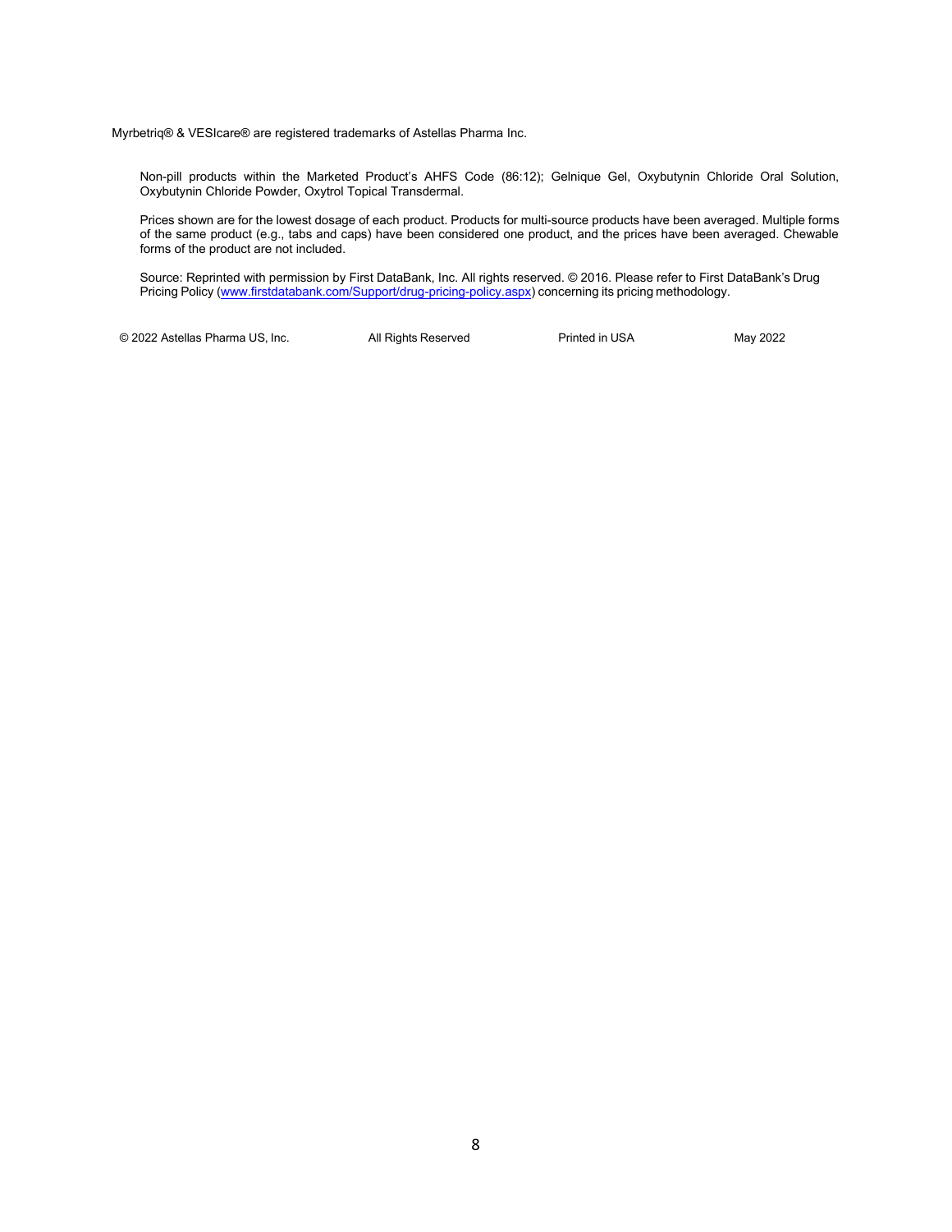Myrbetriq® & VESIcare® are registered trademarks of Astellas Pharma Inc.

Non-pill products within the Marketed Product's AHFS Code (86:12); Gelnique Gel, Oxybutynin Chloride Oral Solution, Oxybutynin Chloride Powder, Oxytrol Topical Transdermal.

Prices shown are for the lowest dosage of each product. Products for multi-source products have been averaged. Multiple forms of the same product (e.g., tabs and caps) have been considered one product, and the prices have been averaged. Chewable forms of the product are not included.

Source: Reprinted with permission by First DataBank, Inc. All rights reserved. © 2016. Please refer to First DataBank's Drug Pricing Policy (www.firstdatabank.com/Support/drug-pricing-policy.aspx) concerning its pricing methodology.

© 2022 Astellas Pharma US, Inc. All Rights Reserved Printed in USA May 2022